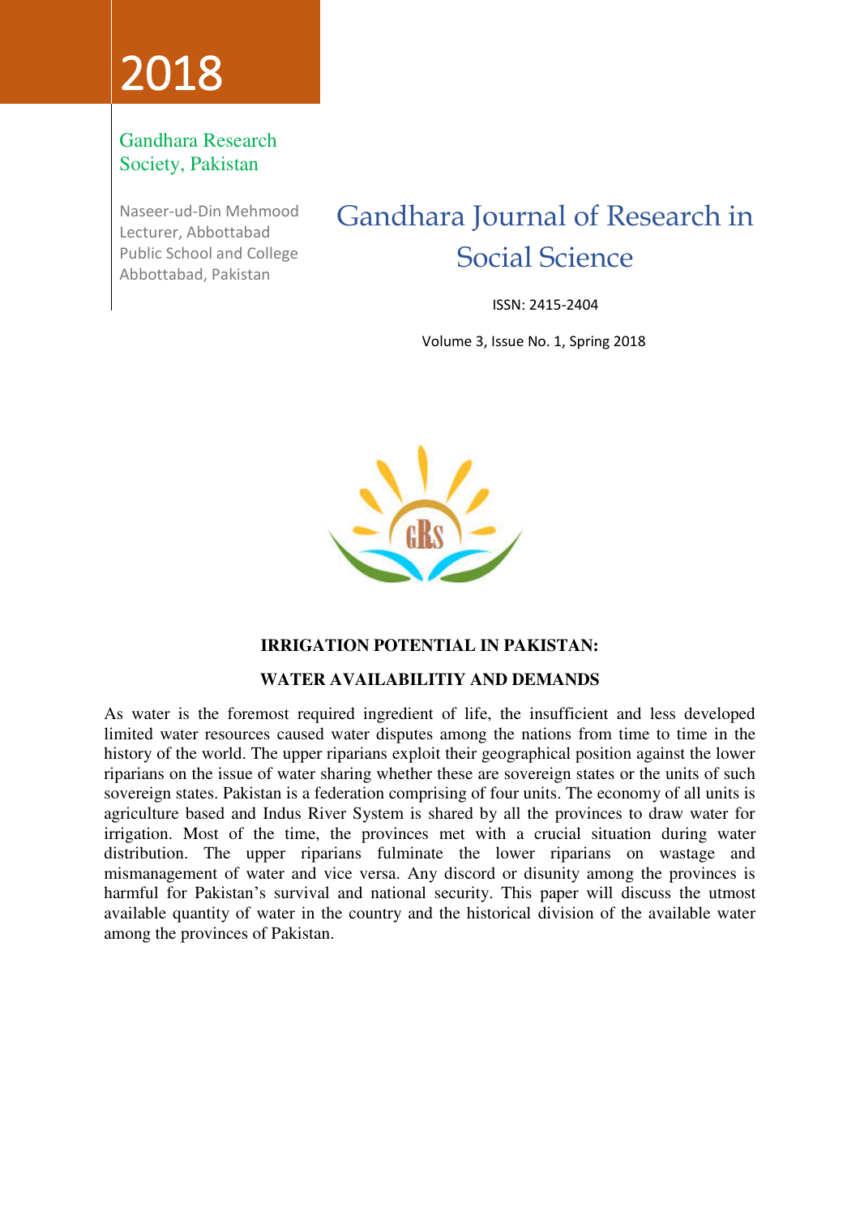2018

Gandhara Research Society, Pakistan

Naseer-ud-Din Mehmood
Lecturer, Abbottabad Public School and College
Abbottabad, Pakistan

# Gandhara Journal of Research in Social Science

ISSN: 2415-2404

Volume 3, Issue No. 1, Spring 2018

## IRRIGATION POTENTIAL IN PAKISTAN: WATER AVAILABILITIY AND DEMANDS

As water is the foremost required ingredient of life, the insufficient and less developed limited water resources caused water disputes among the nations from time to time in the history of the world. The upper riparians exploit their geographical position against the lower riparians on the issue of water sharing whether these are sovereign states or the units of such sovereign states. Pakistan is a federation comprising of four units. The economy of all units is agriculture based and Indus River System is shared by all the provinces to draw water for irrigation. Most of the time, the provinces met with a crucial situation during water distribution. The upper riparians fulminate the lower riparians on wastage and mismanagement of water and vice versa. Any discord or disunity among the provinces is harmful for Pakistan's survival and national security. This paper will discuss the utmost available quantity of water in the country and the historical division of the available water among the provinces of Pakistan.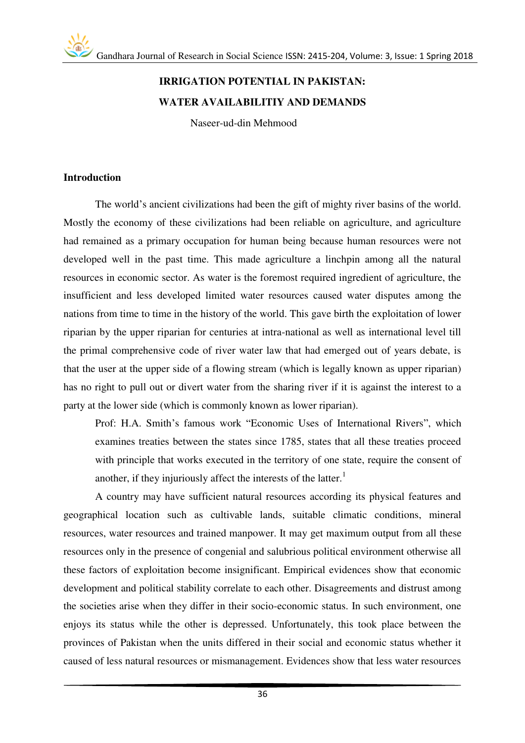**IRRIGATION POTENTIAL IN PAKISTAN:**

**WATER AVAILABILITIY AND DEMANDS**

Naseer-ud-din Mehmood

## Introduction

The world's ancient civilizations had been the gift of mighty river basins of the world. Mostly the economy of these civilizations had been reliable on agriculture, and agriculture had remained as a primary occupation for human being because human resources were not developed well in the past time. This made agriculture a linchpin among all the natural resources in economic sector. As water is the foremost required ingredient of agriculture, the insufficient and less developed limited water resources caused water disputes among the nations from time to time in the history of the world. This gave birth the exploitation of lower riparian by the upper riparian for centuries at intra-national as well as international level till the primal comprehensive code of river water law that had emerged out of years debate, is that the user at the upper side of a flowing stream (which is legally known as upper riparian) has no right to pull out or divert water from the sharing river if it is against the interest to a party at the lower side (which is commonly known as lower riparian).

> Prof: H.A. Smith's famous work "Economic Uses of International Rivers", which examines treaties between the states since 1785, states that all these treaties proceed with principle that works executed in the territory of one state, require the consent of another, if they injuriously affect the interests of the latter.[1]

A country may have sufficient natural resources according its physical features and geographical location such as cultivable lands, suitable climatic conditions, mineral resources, water resources and trained manpower. It may get maximum output from all these resources only in the presence of congenial and salubrious political environment otherwise all these factors of exploitation become insignificant. Empirical evidences show that economic development and political stability correlate to each other. Disagreements and distrust among the societies arise when they differ in their socio-economic status. In such environment, one enjoys its status while the other is depressed. Unfortunately, this took place between the provinces of Pakistan when the units differed in their social and economic status whether it caused of less natural resources or mismanagement. Evidences show that less water resources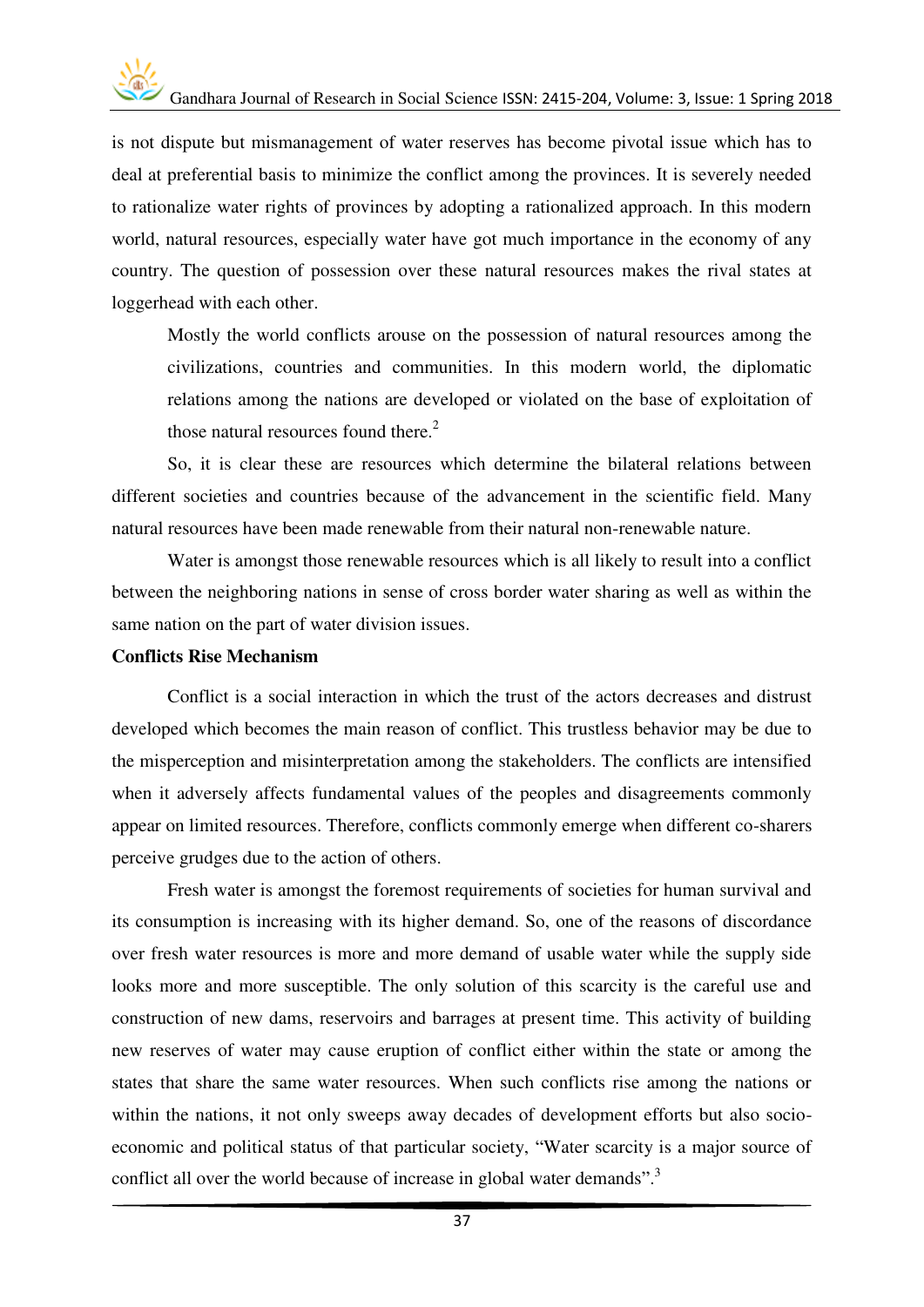is not dispute but mismanagement of water reserves has become pivotal issue which has to deal at preferential basis to minimize the conflict among the provinces. It is severely needed to rationalize water rights of provinces by adopting a rationalized approach. In this modern world, natural resources, especially water have got much importance in the economy of any country. The question of possession over these natural resources makes the rival states at loggerhead with each other.

> Mostly the world conflicts arouse on the possession of natural resources among the civilizations, countries and communities. In this modern world, the diplomatic relations among the nations are developed or violated on the base of exploitation of those natural resources found there.[2]

So, it is clear these are resources which determine the bilateral relations between different societies and countries because of the advancement in the scientific field. Many natural resources have been made renewable from their natural non-renewable nature.

Water is amongst those renewable resources which is all likely to result into a conflict between the neighboring nations in sense of cross border water sharing as well as within the same nation on the part of water division issues.

**Conflicts Rise Mechanism**

Conflict is a social interaction in which the trust of the actors decreases and distrust developed which becomes the main reason of conflict. This trustless behavior may be due to the misperception and misinterpretation among the stakeholders. The conflicts are intensified when it adversely affects fundamental values of the peoples and disagreements commonly appear on limited resources. Therefore, conflicts commonly emerge when different co-sharers perceive grudges due to the action of others.

Fresh water is amongst the foremost requirements of societies for human survival and its consumption is increasing with its higher demand. So, one of the reasons of discordance over fresh water resources is more and more demand of usable water while the supply side looks more and more susceptible. The only solution of this scarcity is the careful use and construction of new dams, reservoirs and barrages at present time. This activity of building new reserves of water may cause eruption of conflict either within the state or among the states that share the same water resources. When such conflicts rise among the nations or within the nations, it not only sweeps away decades of development efforts but also socio-economic and political status of that particular society, "Water scarcity is a major source of conflict all over the world because of increase in global water demands".[3]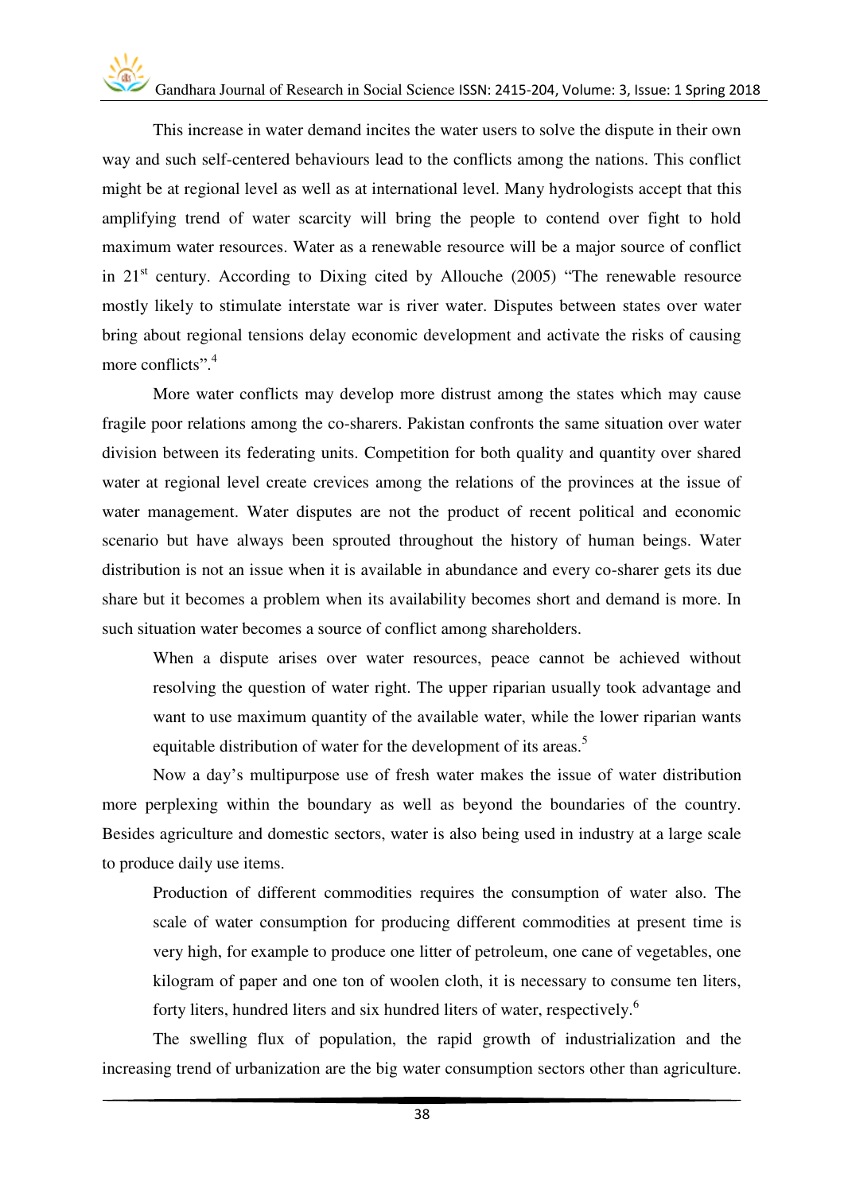This increase in water demand incites the water users to solve the dispute in their own way and such self-centered behaviours lead to the conflicts among the nations. This conflict might be at regional level as well as at international level. Many hydrologists accept that this amplifying trend of water scarcity will bring the people to contend over fight to hold maximum water resources. Water as a renewable resource will be a major source of conflict in 21st century. According to Dixing cited by Allouche (2005) "The renewable resource mostly likely to stimulate interstate war is river water. Disputes between states over water bring about regional tensions delay economic development and activate the risks of causing more conflicts".[4]

More water conflicts may develop more distrust among the states which may cause fragile poor relations among the co-sharers. Pakistan confronts the same situation over water division between its federating units. Competition for both quality and quantity over shared water at regional level create crevices among the relations of the provinces at the issue of water management. Water disputes are not the product of recent political and economic scenario but have always been sprouted throughout the history of human beings. Water distribution is not an issue when it is available in abundance and every co-sharer gets its due share but it becomes a problem when its availability becomes short and demand is more. In such situation water becomes a source of conflict among shareholders.

> When a dispute arises over water resources, peace cannot be achieved without resolving the question of water right. The upper riparian usually took advantage and want to use maximum quantity of the available water, while the lower riparian wants equitable distribution of water for the development of its areas.[5]

Now a day's multipurpose use of fresh water makes the issue of water distribution more perplexing within the boundary as well as beyond the boundaries of the country. Besides agriculture and domestic sectors, water is also being used in industry at a large scale to produce daily use items.

> Production of different commodities requires the consumption of water also. The scale of water consumption for producing different commodities at present time is very high, for example to produce one litter of petroleum, one cane of vegetables, one kilogram of paper and one ton of woolen cloth, it is necessary to consume ten liters, forty liters, hundred liters and six hundred liters of water, respectively.[6]

The swelling flux of population, the rapid growth of industrialization and the increasing trend of urbanization are the big water consumption sectors other than agriculture.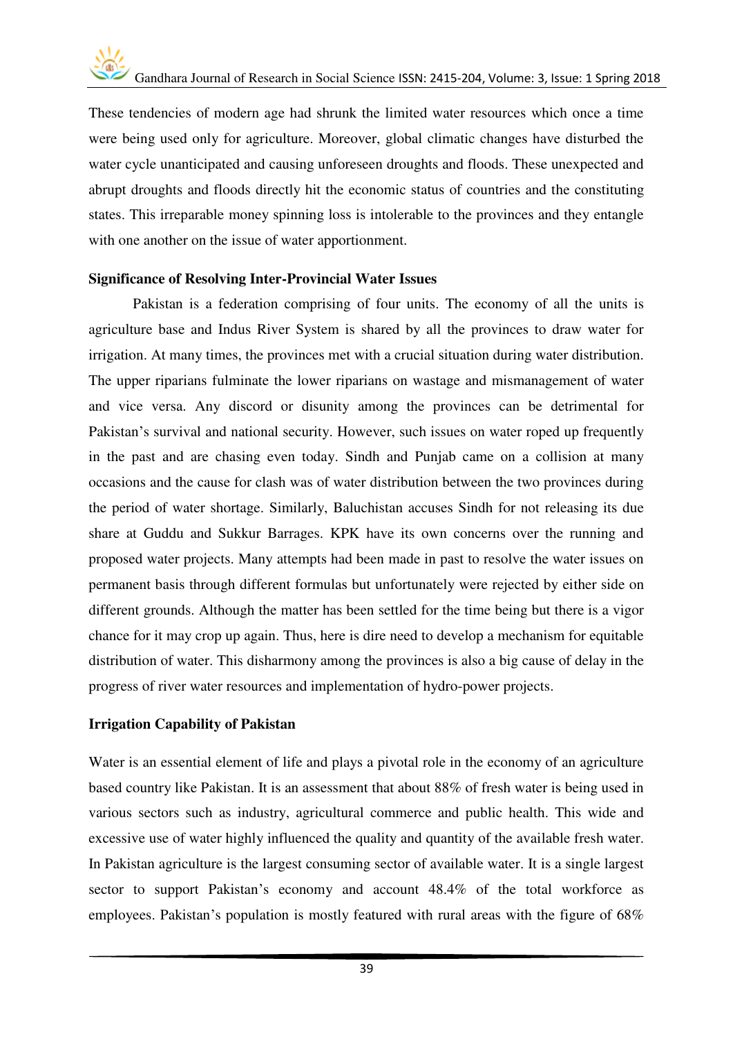These tendencies of modern age had shrunk the limited water resources which once a time were being used only for agriculture. Moreover, global climatic changes have disturbed the water cycle unanticipated and causing unforeseen droughts and floods. These unexpected and abrupt droughts and floods directly hit the economic status of countries and the constituting states. This irreparable money spinning loss is intolerable to the provinces and they entangle with one another on the issue of water apportionment.

**Significance of Resolving Inter-Provincial Water Issues**

Pakistan is a federation comprising of four units. The economy of all the units is agriculture base and Indus River System is shared by all the provinces to draw water for irrigation. At many times, the provinces met with a crucial situation during water distribution. The upper riparians fulminate the lower riparians on wastage and mismanagement of water and vice versa. Any discord or disunity among the provinces can be detrimental for Pakistan's survival and national security. However, such issues on water roped up frequently in the past and are chasing even today. Sindh and Punjab came on a collision at many occasions and the cause for clash was of water distribution between the two provinces during the period of water shortage. Similarly, Baluchistan accuses Sindh for not releasing its due share at Guddu and Sukkur Barrages. KPK have its own concerns over the running and proposed water projects. Many attempts had been made in past to resolve the water issues on permanent basis through different formulas but unfortunately were rejected by either side on different grounds. Although the matter has been settled for the time being but there is a vigor chance for it may crop up again. Thus, here is dire need to develop a mechanism for equitable distribution of water. This disharmony among the provinces is also a big cause of delay in the progress of river water resources and implementation of hydro-power projects.

**Irrigation Capability of Pakistan**

Water is an essential element of life and plays a pivotal role in the economy of an agriculture based country like Pakistan. It is an assessment that about 88% of fresh water is being used in various sectors such as industry, agricultural commerce and public health. This wide and excessive use of water highly influenced the quality and quantity of the available fresh water. In Pakistan agriculture is the largest consuming sector of available water. It is a single largest sector to support Pakistan's economy and account 48.4% of the total workforce as employees. Pakistan's population is mostly featured with rural areas with the figure of 68%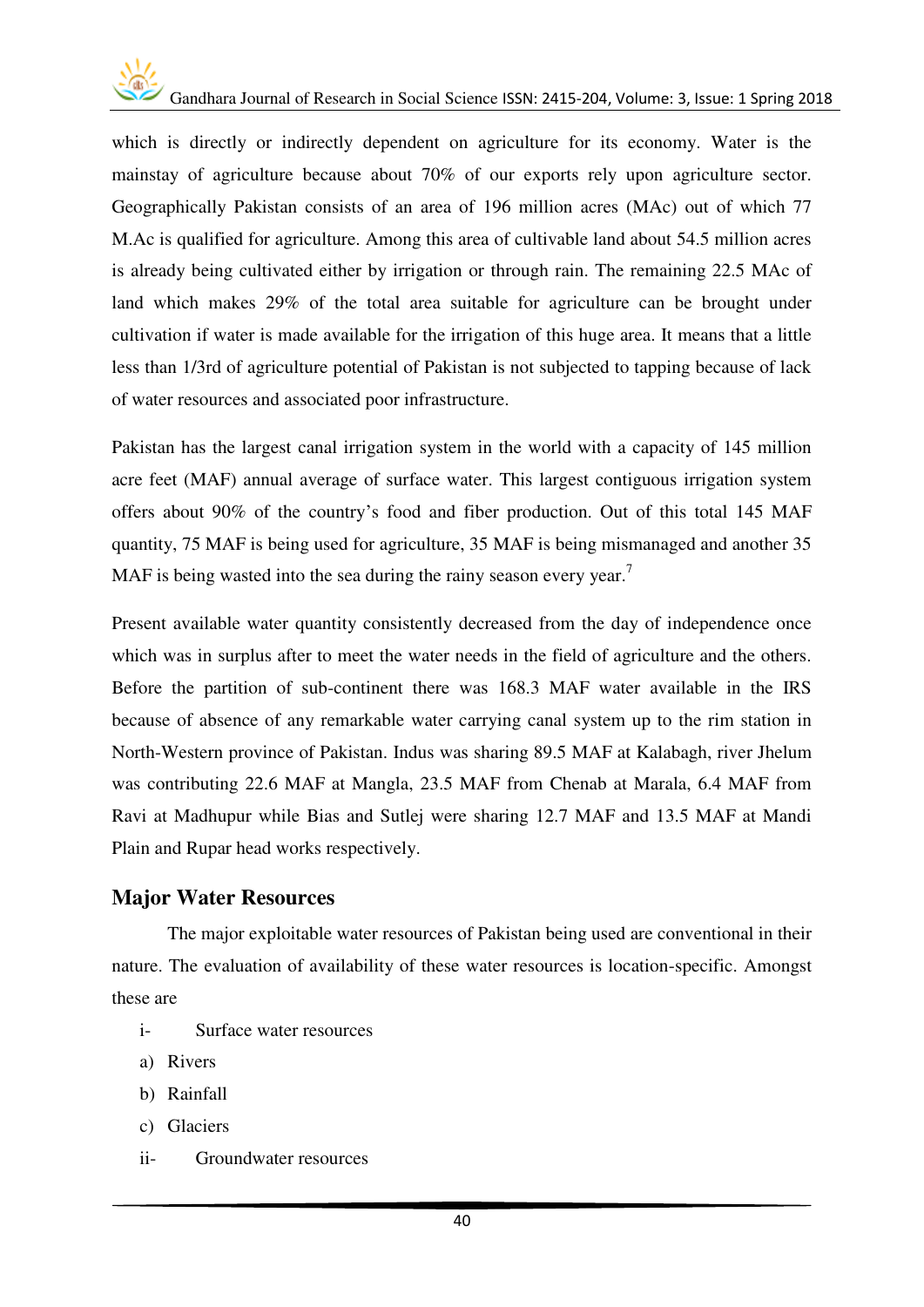which is directly or indirectly dependent on agriculture for its economy. Water is the mainstay of agriculture because about 70% of our exports rely upon agriculture sector. Geographically Pakistan consists of an area of 196 million acres (MAc) out of which 77 M.Ac is qualified for agriculture. Among this area of cultivable land about 54.5 million acres is already being cultivated either by irrigation or through rain. The remaining 22.5 MAc of land which makes 29% of the total area suitable for agriculture can be brought under cultivation if water is made available for the irrigation of this huge area. It means that a little less than 1/3rd of agriculture potential of Pakistan is not subjected to tapping because of lack of water resources and associated poor infrastructure.

Pakistan has the largest canal irrigation system in the world with a capacity of 145 million acre feet (MAF) annual average of surface water. This largest contiguous irrigation system offers about 90% of the country's food and fiber production. Out of this total 145 MAF quantity, 75 MAF is being used for agriculture, 35 MAF is being mismanaged and another 35 MAF is being wasted into the sea during the rainy season every year.[7]

Present available water quantity consistently decreased from the day of independence once which was in surplus after to meet the water needs in the field of agriculture and the others. Before the partition of sub-continent there was 168.3 MAF water available in the IRS because of absence of any remarkable water carrying canal system up to the rim station in North-Western province of Pakistan. Indus was sharing 89.5 MAF at Kalabagh, river Jhelum was contributing 22.6 MAF at Mangla, 23.5 MAF from Chenab at Marala, 6.4 MAF from Ravi at Madhupur while Bias and Sutlej were sharing 12.7 MAF and 13.5 MAF at Mandi Plain and Rupar head works respectively.

## Major Water Resources

The major exploitable water resources of Pakistan being used are conventional in their nature. The evaluation of availability of these water resources is location-specific. Amongst these are

i- Surface water resources

a) Rivers

b) Rainfall

c) Glaciers

ii- Groundwater resources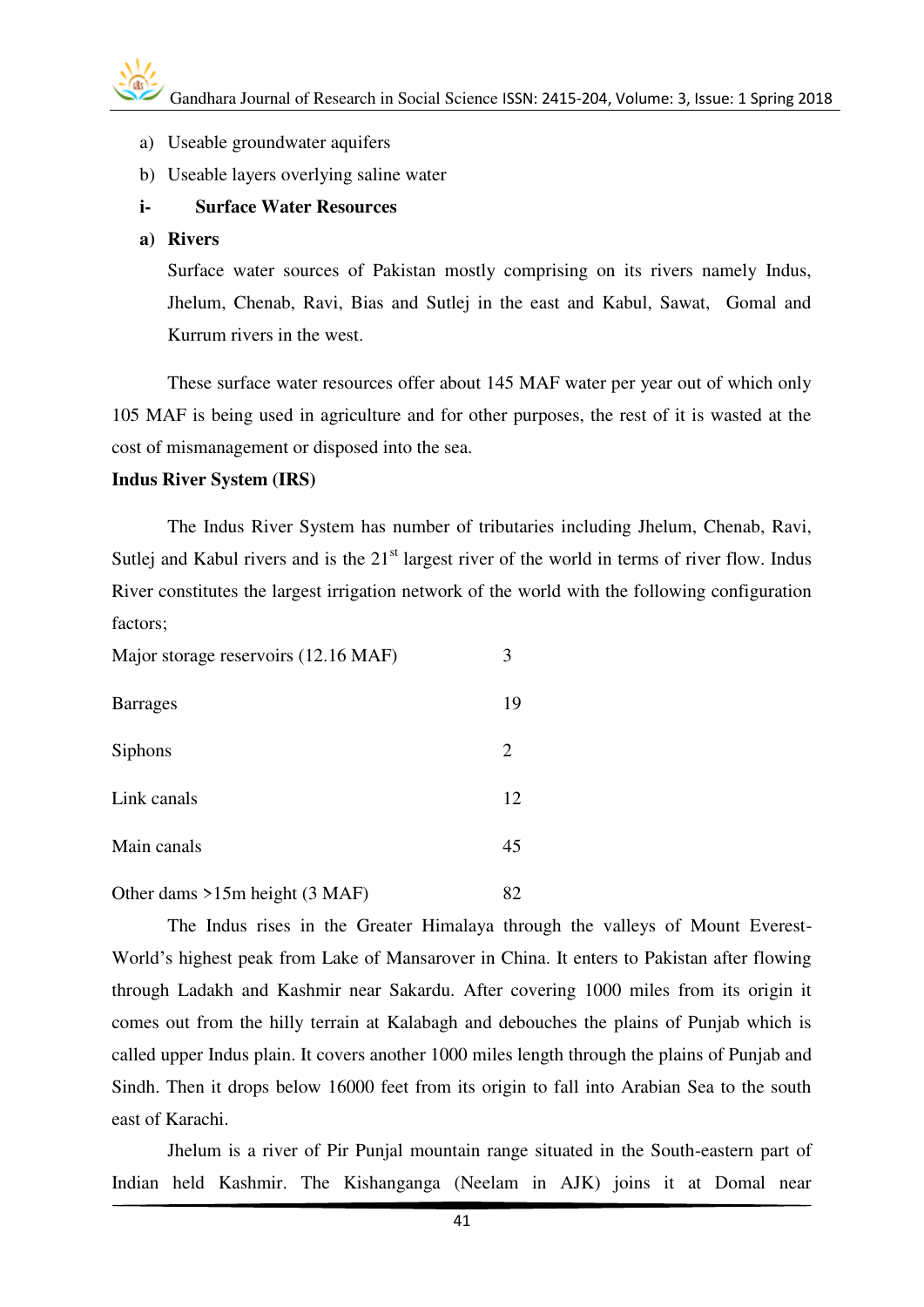a) Useable groundwater aquifers

b) Useable layers overlying saline water

**i- Surface Water Resources**

**a) Rivers**

Surface water sources of Pakistan mostly comprising on its rivers namely Indus, Jhelum, Chenab, Ravi, Bias and Sutlej in the east and Kabul, Sawat, Gomal and Kurrum rivers in the west.

These surface water resources offer about 145 MAF water per year out of which only 105 MAF is being used in agriculture and for other purposes, the rest of it is wasted at the cost of mismanagement or disposed into the sea.

**Indus River System (IRS)**

The Indus River System has number of tributaries including Jhelum, Chenab, Ravi, Sutlej and Kabul rivers and is the 21st largest river of the world in terms of river flow. Indus River constitutes the largest irrigation network of the world with the following configuration factors;

| | |
|---|---|
| Major storage reservoirs (12.16 MAF) | 3 |
| Barrages | 19 |
| Siphons | 2 |
| Link canals | 12 |
| Main canals | 45 |
| Other dams >15m height (3 MAF) | 82 |

The Indus rises in the Greater Himalaya through the valleys of Mount Everest- World's highest peak from Lake of Mansarover in China. It enters to Pakistan after flowing through Ladakh and Kashmir near Sakardu. After covering 1000 miles from its origin it comes out from the hilly terrain at Kalabagh and debouches the plains of Punjab which is called upper Indus plain. It covers another 1000 miles length through the plains of Punjab and Sindh. Then it drops below 16000 feet from its origin to fall into Arabian Sea to the south east of Karachi.

Jhelum is a river of Pir Punjal mountain range situated in the South-eastern part of Indian held Kashmir. The Kishanganga (Neelam in AJK) joins it at Domal near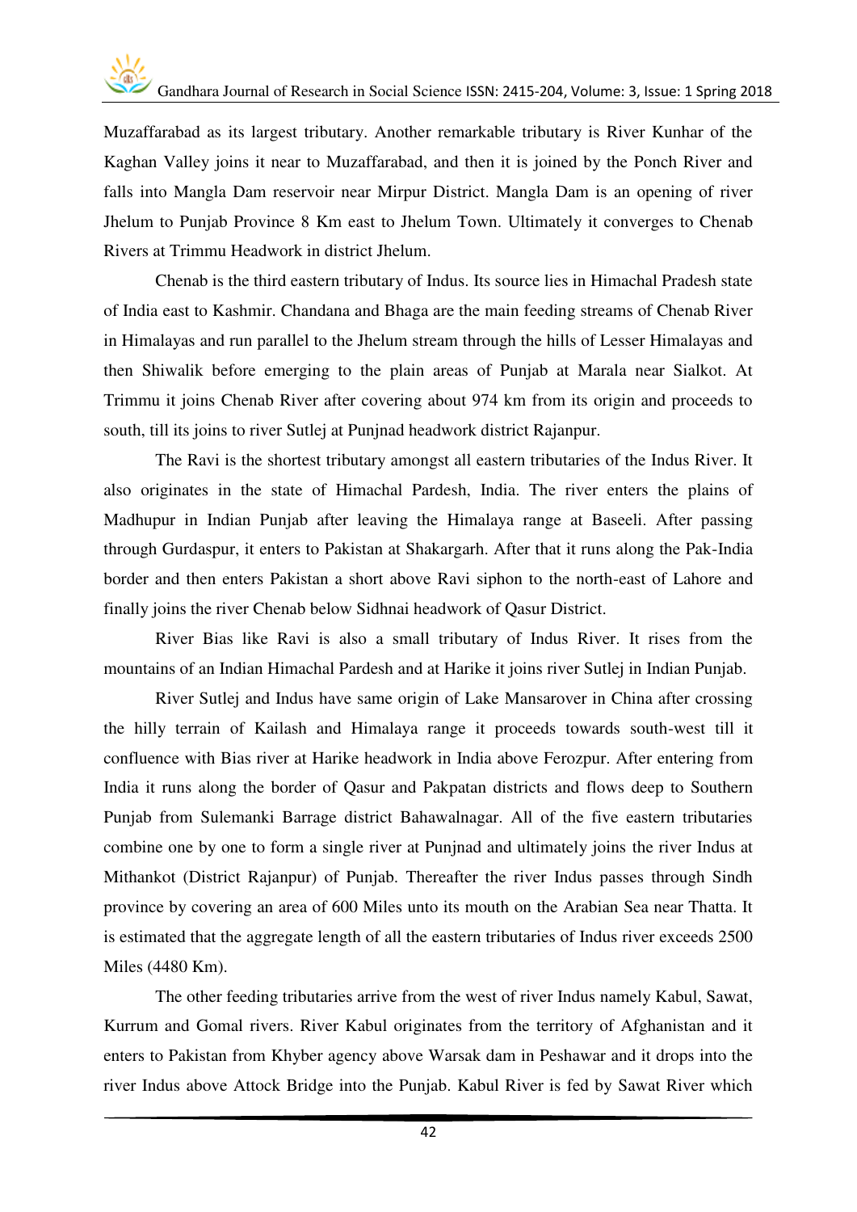Muzaffarabad as its largest tributary. Another remarkable tributary is River Kunhar of the Kaghan Valley joins it near to Muzaffarabad, and then it is joined by the Ponch River and falls into Mangla Dam reservoir near Mirpur District. Mangla Dam is an opening of river Jhelum to Punjab Province 8 Km east to Jhelum Town. Ultimately it converges to Chenab Rivers at Trimmu Headwork in district Jhelum.

Chenab is the third eastern tributary of Indus. Its source lies in Himachal Pradesh state of India east to Kashmir. Chandana and Bhaga are the main feeding streams of Chenab River in Himalayas and run parallel to the Jhelum stream through the hills of Lesser Himalayas and then Shiwalik before emerging to the plain areas of Punjab at Marala near Sialkot. At Trimmu it joins Chenab River after covering about 974 km from its origin and proceeds to south, till its joins to river Sutlej at Punjnad headwork district Rajanpur.

The Ravi is the shortest tributary amongst all eastern tributaries of the Indus River. It also originates in the state of Himachal Pardesh, India. The river enters the plains of Madhupur in Indian Punjab after leaving the Himalaya range at Baseeli. After passing through Gurdaspur, it enters to Pakistan at Shakargarh. After that it runs along the Pak-India border and then enters Pakistan a short above Ravi siphon to the north-east of Lahore and finally joins the river Chenab below Sidhnai headwork of Qasur District.

River Bias like Ravi is also a small tributary of Indus River. It rises from the mountains of an Indian Himachal Pardesh and at Harike it joins river Sutlej in Indian Punjab.

River Sutlej and Indus have same origin of Lake Mansarover in China after crossing the hilly terrain of Kailash and Himalaya range it proceeds towards south-west till it confluence with Bias river at Harike headwork in India above Ferozpur. After entering from India it runs along the border of Qasur and Pakpatan districts and flows deep to Southern Punjab from Sulemanki Barrage district Bahawalnagar. All of the five eastern tributaries combine one by one to form a single river at Punjnad and ultimately joins the river Indus at Mithankot (District Rajanpur) of Punjab. Thereafter the river Indus passes through Sindh province by covering an area of 600 Miles unto its mouth on the Arabian Sea near Thatta. It is estimated that the aggregate length of all the eastern tributaries of Indus river exceeds 2500 Miles (4480 Km).

The other feeding tributaries arrive from the west of river Indus namely Kabul, Sawat, Kurrum and Gomal rivers. River Kabul originates from the territory of Afghanistan and it enters to Pakistan from Khyber agency above Warsak dam in Peshawar and it drops into the river Indus above Attock Bridge into the Punjab. Kabul River is fed by Sawat River which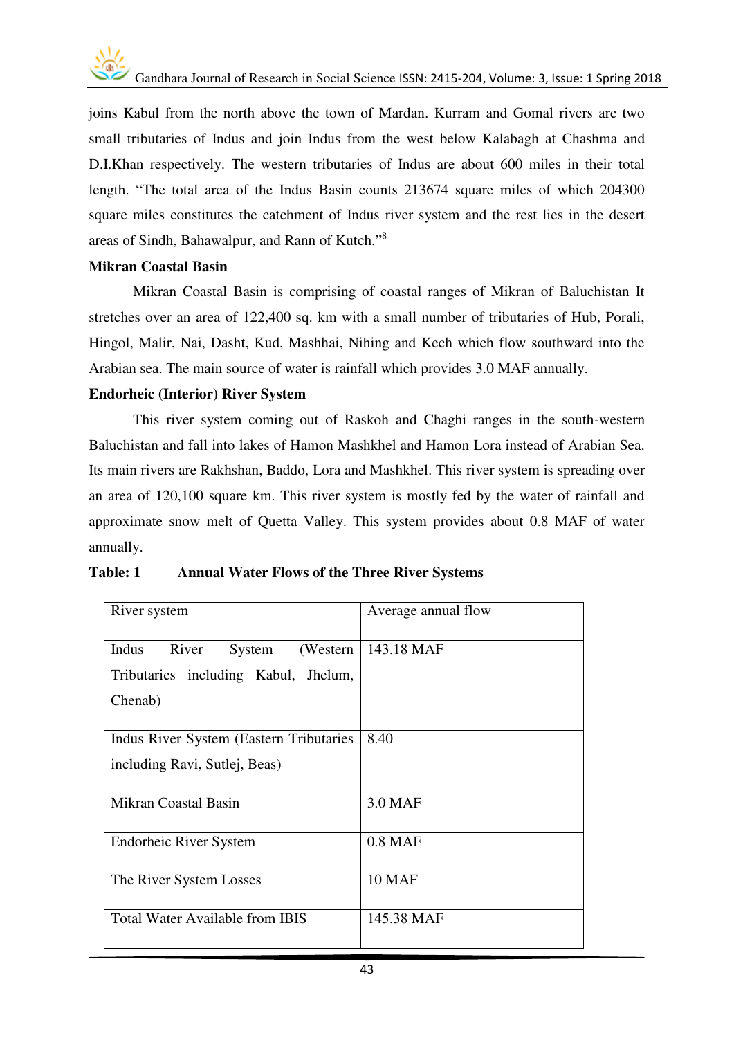joins Kabul from the north above the town of Mardan. Kurram and Gomal rivers are two small tributaries of Indus and join Indus from the west below Kalabagh at Chashma and D.I.Khan respectively. The western tributaries of Indus are about 600 miles in their total length. "The total area of the Indus Basin counts 213674 square miles of which 204300 square miles constitutes the catchment of Indus river system and the rest lies in the desert areas of Sindh, Bahawalpur, and Rann of Kutch."[8]

**Mikran Coastal Basin**

Mikran Coastal Basin is comprising of coastal ranges of Mikran of Baluchistan It stretches over an area of 122,400 sq. km with a small number of tributaries of Hub, Porali, Hingol, Malir, Nai, Dasht, Kud, Mashhai, Nihing and Kech which flow southward into the Arabian sea. The main source of water is rainfall which provides 3.0 MAF annually.

**Endorheic (Interior) River System**

This river system coming out of Raskoh and Chaghi ranges in the south-western Baluchistan and fall into lakes of Hamon Mashkhel and Hamon Lora instead of Arabian Sea. Its main rivers are Rakhshan, Baddo, Lora and Mashkhel. This river system is spreading over an area of 120,100 square km. This river system is mostly fed by the water of rainfall and approximate snow melt of Quetta Valley. This system provides about 0.8 MAF of water annually.

**Table: 1 Annual Water Flows of the Three River Systems**

| River system | Average annual flow |
|---|---|
| Indus River System (Western Tributaries including Kabul, Jhelum, Chenab) | 143.18 MAF |
| Indus River System (Eastern Tributaries including Ravi, Sutlej, Beas) | 8.40 |
| Mikran Coastal Basin | 3.0 MAF |
| Endorheic River System | 0.8 MAF |
| The River System Losses | 10 MAF |
| Total Water Available from IBIS | 145.38 MAF |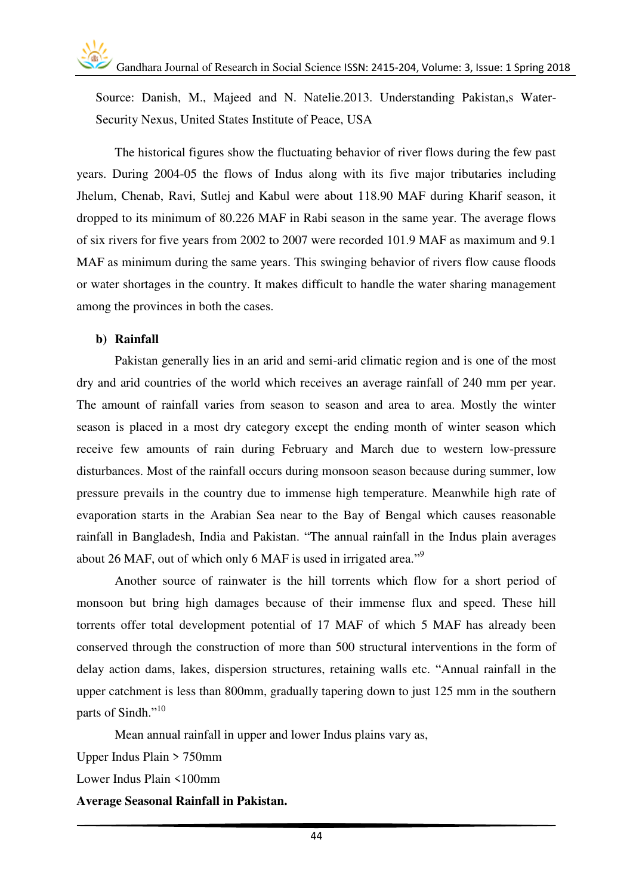Source: Danish, M., Majeed and N. Natelie.2013. Understanding Pakistan,s Water-Security Nexus, United States Institute of Peace, USA

The historical figures show the fluctuating behavior of river flows during the few past years. During 2004-05 the flows of Indus along with its five major tributaries including Jhelum, Chenab, Ravi, Sutlej and Kabul were about 118.90 MAF during Kharif season, it dropped to its minimum of 80.226 MAF in Rabi season in the same year. The average flows of six rivers for five years from 2002 to 2007 were recorded 101.9 MAF as maximum and 9.1 MAF as minimum during the same years. This swinging behavior of rivers flow cause floods or water shortages in the country. It makes difficult to handle the water sharing management among the provinces in both the cases.

**b) Rainfall**

Pakistan generally lies in an arid and semi-arid climatic region and is one of the most dry and arid countries of the world which receives an average rainfall of 240 mm per year. The amount of rainfall varies from season to season and area to area. Mostly the winter season is placed in a most dry category except the ending month of winter season which receive few amounts of rain during February and March due to western low-pressure disturbances. Most of the rainfall occurs during monsoon season because during summer, low pressure prevails in the country due to immense high temperature. Meanwhile high rate of evaporation starts in the Arabian Sea near to the Bay of Bengal which causes reasonable rainfall in Bangladesh, India and Pakistan. "The annual rainfall in the Indus plain averages about 26 MAF, out of which only 6 MAF is used in irrigated area."[9]

Another source of rainwater is the hill torrents which flow for a short period of monsoon but bring high damages because of their immense flux and speed. These hill torrents offer total development potential of 17 MAF of which 5 MAF has already been conserved through the construction of more than 500 structural interventions in the form of delay action dams, lakes, dispersion structures, retaining walls etc. "Annual rainfall in the upper catchment is less than 800mm, gradually tapering down to just 125 mm in the southern parts of Sindh."[10]

Mean annual rainfall in upper and lower Indus plains vary as,

Upper Indus Plain > 750mm

Lower Indus Plain <100mm

**Average Seasonal Rainfall in Pakistan.**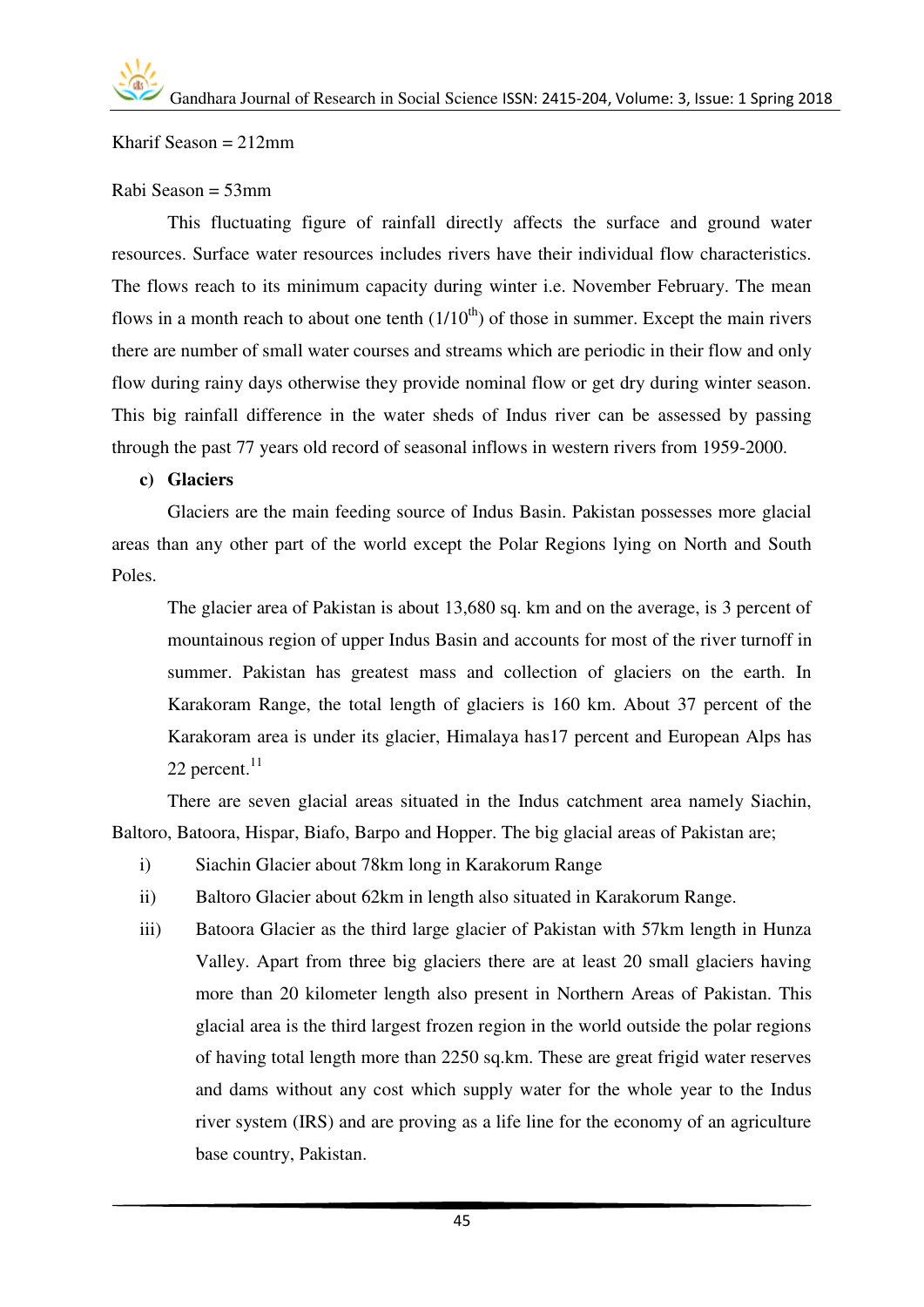Kharif Season = 212mm

Rabi Season = 53mm

This fluctuating figure of rainfall directly affects the surface and ground water resources. Surface water resources includes rivers have their individual flow characteristics. The flows reach to its minimum capacity during winter i.e. November February. The mean flows in a month reach to about one tenth ($1/10^{th}$) of those in summer. Except the main rivers there are number of small water courses and streams which are periodic in their flow and only flow during rainy days otherwise they provide nominal flow or get dry during winter season. This big rainfall difference in the water sheds of Indus river can be assessed by passing through the past 77 years old record of seasonal inflows in western rivers from 1959-2000.

**c) Glaciers**

Glaciers are the main feeding source of Indus Basin. Pakistan possesses more glacial areas than any other part of the world except the Polar Regions lying on North and South Poles.

> The glacier area of Pakistan is about 13,680 sq. km and on the average, is 3 percent of mountainous region of upper Indus Basin and accounts for most of the river turnoff in summer. Pakistan has greatest mass and collection of glaciers on the earth. In Karakoram Range, the total length of glaciers is 160 km. About 37 percent of the Karakoram area is under its glacier, Himalaya has17 percent and European Alps has 22 percent.[11]

There are seven glacial areas situated in the Indus catchment area namely Siachin, Baltoro, Batoora, Hispar, Biafo, Barpo and Hopper. The big glacial areas of Pakistan are;

i) Siachin Glacier about 78km long in Karakorum Range

ii) Baltoro Glacier about 62km in length also situated in Karakorum Range.

iii) Batoora Glacier as the third large glacier of Pakistan with 57km length in Hunza Valley. Apart from three big glaciers there are at least 20 small glaciers having more than 20 kilometer length also present in Northern Areas of Pakistan. This glacial area is the third largest frozen region in the world outside the polar regions of having total length more than 2250 sq.km. These are great frigid water reserves and dams without any cost which supply water for the whole year to the Indus river system (IRS) and are proving as a life line for the economy of an agriculture base country, Pakistan.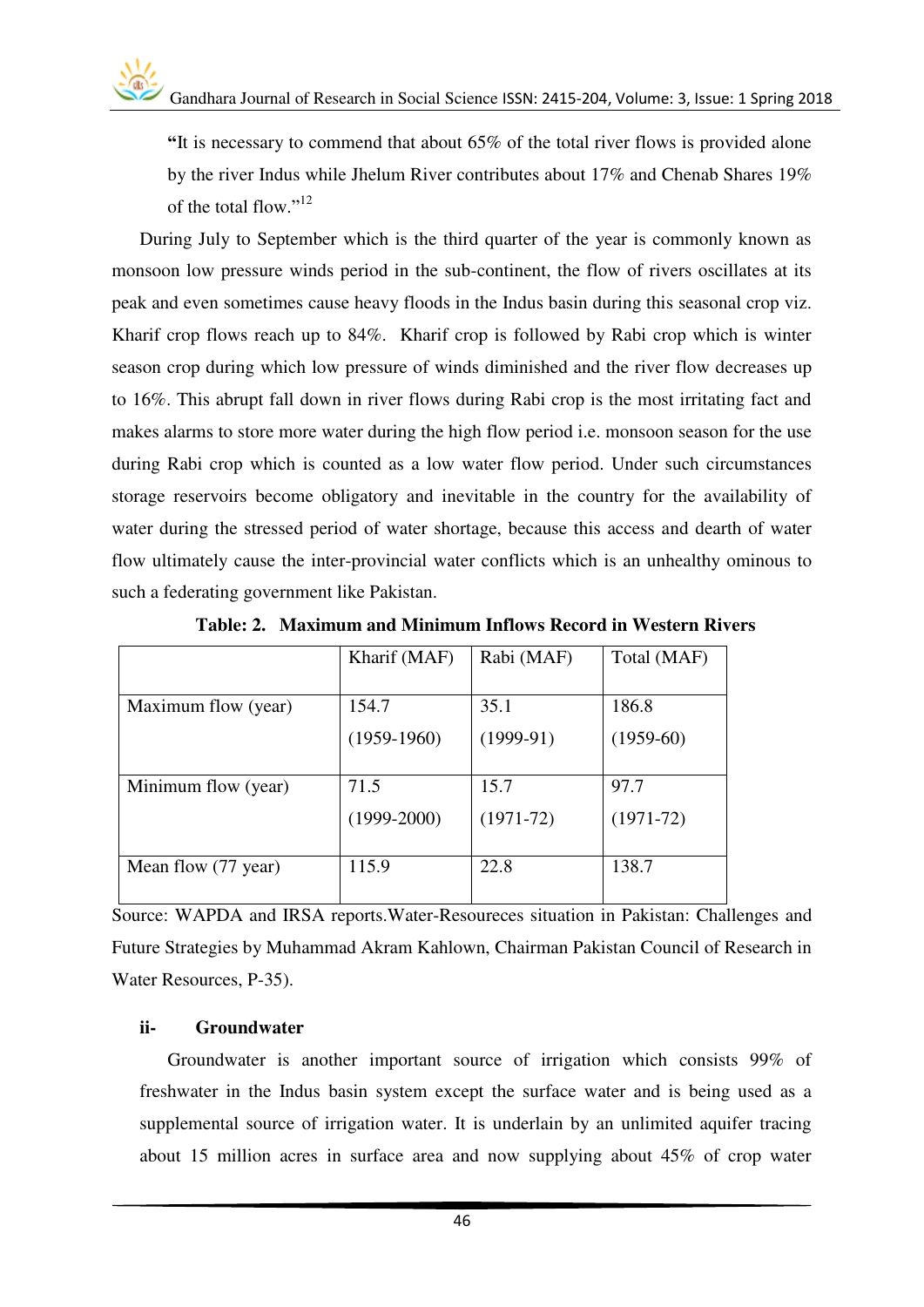"It is necessary to commend that about 65% of the total river flows is provided alone by the river Indus while Jhelum River contributes about 17% and Chenab Shares 19% of the total flow."[12]

During July to September which is the third quarter of the year is commonly known as monsoon low pressure winds period in the sub-continent, the flow of rivers oscillates at its peak and even sometimes cause heavy floods in the Indus basin during this seasonal crop viz. Kharif crop flows reach up to 84%. Kharif crop is followed by Rabi crop which is winter season crop during which low pressure of winds diminished and the river flow decreases up to 16%. This abrupt fall down in river flows during Rabi crop is the most irritating fact and makes alarms to store more water during the high flow period i.e. monsoon season for the use during Rabi crop which is counted as a low water flow period. Under such circumstances storage reservoirs become obligatory and inevitable in the country for the availability of water during the stressed period of water shortage, because this access and dearth of water flow ultimately cause the inter-provincial water conflicts which is an unhealthy ominous to such a federating government like Pakistan.

**Table: 2. Maximum and Minimum Inflows Record in Western Rivers**

| | Kharif (MAF) | Rabi (MAF) | Total (MAF) |
|---|---|---|---|
| Maximum flow (year) | 154.7 (1959-1960) | 35.1 (1999-91) | 186.8 (1959-60) |
| Minimum flow (year) | 71.5 (1999-2000) | 15.7 (1971-72) | 97.7 (1971-72) |
| Mean flow (77 year) | 115.9 | 22.8 | 138.7 |

Source: WAPDA and IRSA reports.Water-Resoureces situation in Pakistan: Challenges and Future Strategies by Muhammad Akram Kahlown, Chairman Pakistan Council of Research in Water Resources, P-35).

**ii- Groundwater**

Groundwater is another important source of irrigation which consists 99% of freshwater in the Indus basin system except the surface water and is being used as a supplemental source of irrigation water. It is underlain by an unlimited aquifer tracing about 15 million acres in surface area and now supplying about 45% of crop water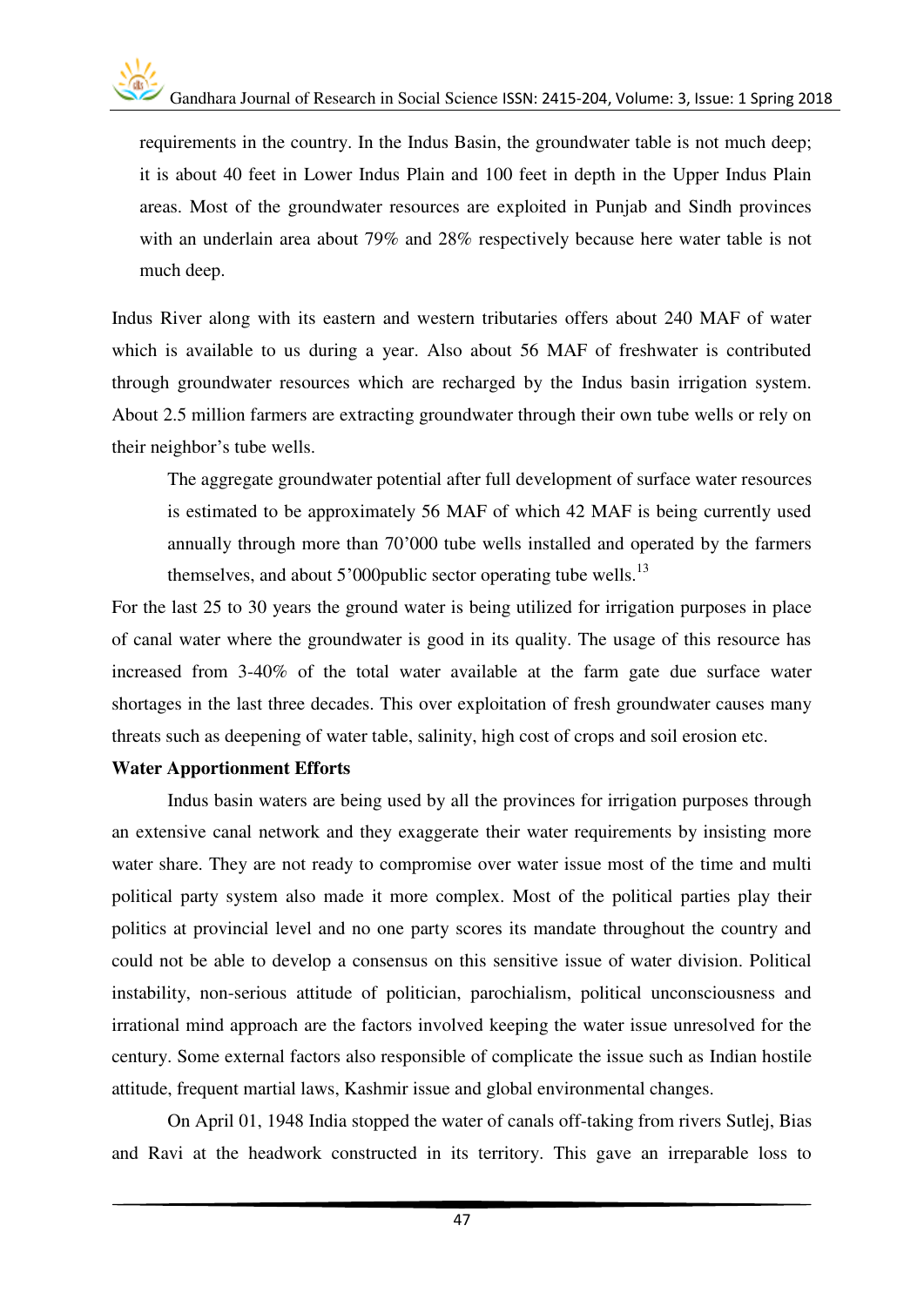requirements in the country. In the Indus Basin, the groundwater table is not much deep; it is about 40 feet in Lower Indus Plain and 100 feet in depth in the Upper Indus Plain areas. Most of the groundwater resources are exploited in Punjab and Sindh provinces with an underlain area about 79% and 28% respectively because here water table is not much deep.

Indus River along with its eastern and western tributaries offers about 240 MAF of water which is available to us during a year. Also about 56 MAF of freshwater is contributed through groundwater resources which are recharged by the Indus basin irrigation system. About 2.5 million farmers are extracting groundwater through their own tube wells or rely on their neighbor's tube wells.

> The aggregate groundwater potential after full development of surface water resources is estimated to be approximately 56 MAF of which 42 MAF is being currently used annually through more than 70'000 tube wells installed and operated by the farmers themselves, and about 5'000public sector operating tube wells.[13]

For the last 25 to 30 years the ground water is being utilized for irrigation purposes in place of canal water where the groundwater is good in its quality. The usage of this resource has increased from 3-40% of the total water available at the farm gate due surface water shortages in the last three decades. This over exploitation of fresh groundwater causes many threats such as deepening of water table, salinity, high cost of crops and soil erosion etc.

**Water Apportionment Efforts**

Indus basin waters are being used by all the provinces for irrigation purposes through an extensive canal network and they exaggerate their water requirements by insisting more water share. They are not ready to compromise over water issue most of the time and multi political party system also made it more complex. Most of the political parties play their politics at provincial level and no one party scores its mandate throughout the country and could not be able to develop a consensus on this sensitive issue of water division. Political instability, non-serious attitude of politician, parochialism, political unconsciousness and irrational mind approach are the factors involved keeping the water issue unresolved for the century. Some external factors also responsible of complicate the issue such as Indian hostile attitude, frequent martial laws, Kashmir issue and global environmental changes.

On April 01, 1948 India stopped the water of canals off-taking from rivers Sutlej, Bias and Ravi at the headwork constructed in its territory. This gave an irreparable loss to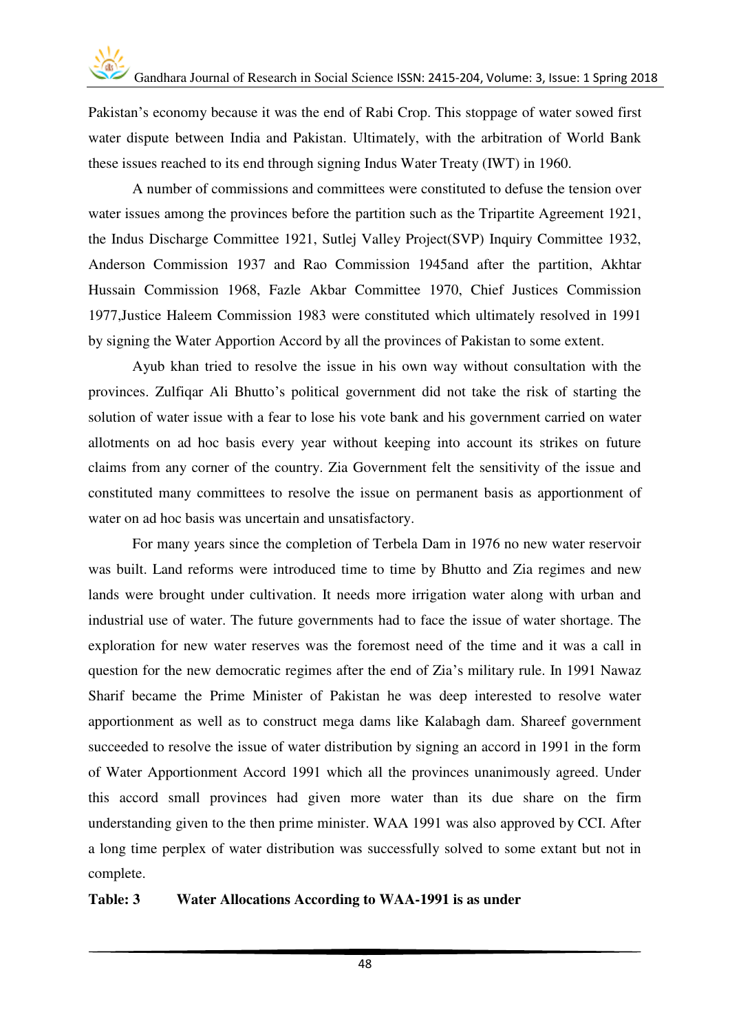Pakistan's economy because it was the end of Rabi Crop. This stoppage of water sowed first water dispute between India and Pakistan. Ultimately, with the arbitration of World Bank these issues reached to its end through signing Indus Water Treaty (IWT) in 1960.

A number of commissions and committees were constituted to defuse the tension over water issues among the provinces before the partition such as the Tripartite Agreement 1921, the Indus Discharge Committee 1921, Sutlej Valley Project(SVP) Inquiry Committee 1932, Anderson Commission 1937 and Rao Commission 1945and after the partition, Akhtar Hussain Commission 1968, Fazle Akbar Committee 1970, Chief Justices Commission 1977,Justice Haleem Commission 1983 were constituted which ultimately resolved in 1991 by signing the Water Apportion Accord by all the provinces of Pakistan to some extent.

Ayub khan tried to resolve the issue in his own way without consultation with the provinces. Zulfiqar Ali Bhutto's political government did not take the risk of starting the solution of water issue with a fear to lose his vote bank and his government carried on water allotments on ad hoc basis every year without keeping into account its strikes on future claims from any corner of the country. Zia Government felt the sensitivity of the issue and constituted many committees to resolve the issue on permanent basis as apportionment of water on ad hoc basis was uncertain and unsatisfactory.

For many years since the completion of Terbela Dam in 1976 no new water reservoir was built. Land reforms were introduced time to time by Bhutto and Zia regimes and new lands were brought under cultivation. It needs more irrigation water along with urban and industrial use of water. The future governments had to face the issue of water shortage. The exploration for new water reserves was the foremost need of the time and it was a call in question for the new democratic regimes after the end of Zia's military rule. In 1991 Nawaz Sharif became the Prime Minister of Pakistan he was deep interested to resolve water apportionment as well as to construct mega dams like Kalabagh dam. Shareef government succeeded to resolve the issue of water distribution by signing an accord in 1991 in the form of Water Apportionment Accord 1991 which all the provinces unanimously agreed. Under this accord small provinces had given more water than its due share on the firm understanding given to the then prime minister. WAA 1991 was also approved by CCI. After a long time perplex of water distribution was successfully solved to some extant but not in complete.

**Table: 3 Water Allocations According to WAA-1991 is as under**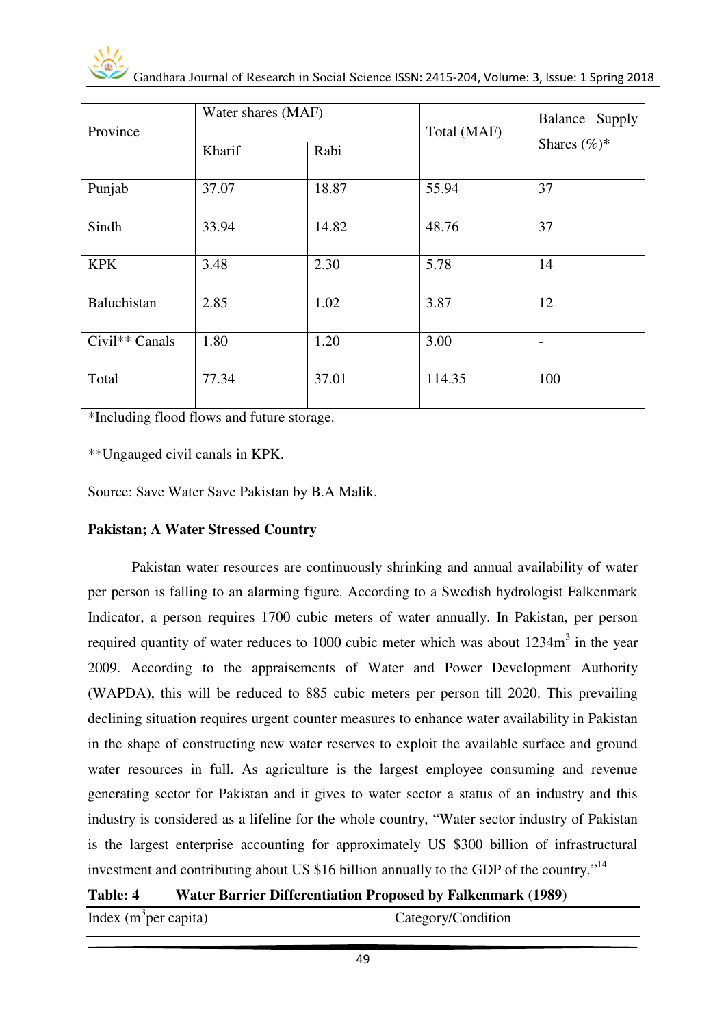| Province | Water shares (MAF) | | Total (MAF) | Balance Supply Shares (%)* |
|---|---|---|---|---|
| | Kharif | Rabi | | |
| Punjab | 37.07 | 18.87 | 55.94 | 37 |
| Sindh | 33.94 | 14.82 | 48.76 | 37 |
| KPK | 3.48 | 2.30 | 5.78 | 14 |
| Baluchistan | 2.85 | 1.02 | 3.87 | 12 |
| Civil** Canals | 1.80 | 1.20 | 3.00 | - |
| Total | 77.34 | 37.01 | 114.35 | 100 |

*Including flood flows and future storage.

**Ungauged civil canals in KPK.

Source: Save Water Save Pakistan by B.A Malik.

**Pakistan; A Water Stressed Country**

Pakistan water resources are continuously shrinking and annual availability of water per person is falling to an alarming figure. According to a Swedish hydrologist Falkenmark Indicator, a person requires 1700 cubic meters of water annually. In Pakistan, per person required quantity of water reduces to 1000 cubic meter which was about 1234m$^3$ in the year 2009. According to the appraisements of Water and Power Development Authority (WAPDA), this will be reduced to 885 cubic meters per person till 2020. This prevailing declining situation requires urgent counter measures to enhance water availability in Pakistan in the shape of constructing new water reserves to exploit the available surface and ground water resources in full. As agriculture is the largest employee consuming and revenue generating sector for Pakistan and it gives to water sector a status of an industry and this industry is considered as a lifeline for the whole country, "Water sector industry of Pakistan is the largest enterprise accounting for approximately US $300 billion of infrastructural investment and contributing about US $16 billion annually to the GDP of the country."[14]

**Table: 4 Water Barrier Differentiation Proposed by Falkenmark (1989)**

| Index (m$^3$per capita) | Category/Condition |
|---|---|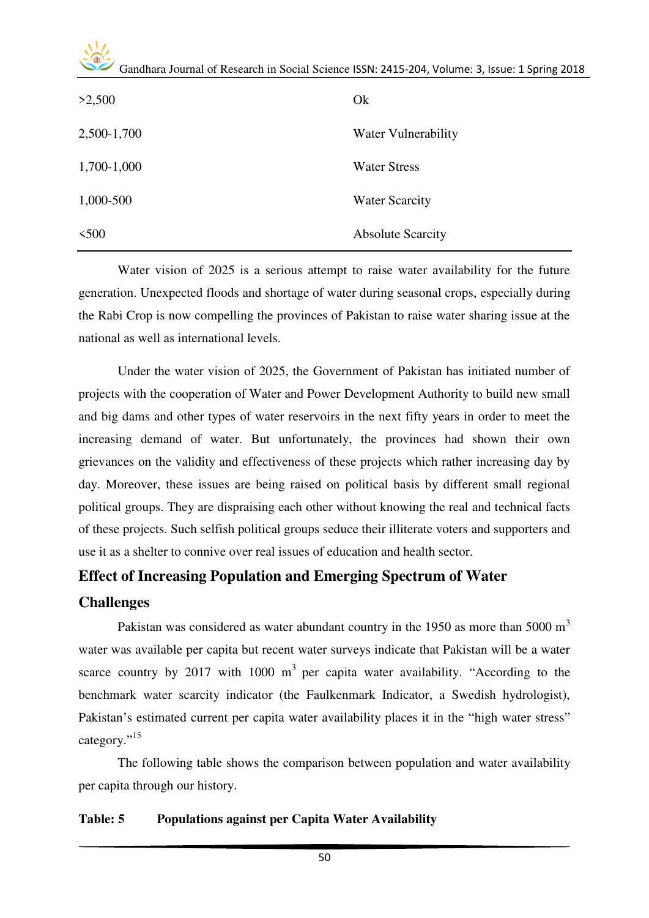| | |
|---|---|
| >2,500 | Ok |
| 2,500-1,700 | Water Vulnerability |
| 1,700-1,000 | Water Stress |
| 1,000-500 | Water Scarcity |
| <500 | Absolute Scarcity |

Water vision of 2025 is a serious attempt to raise water availability for the future generation. Unexpected floods and shortage of water during seasonal crops, especially during the Rabi Crop is now compelling the provinces of Pakistan to raise water sharing issue at the national as well as international levels.

Under the water vision of 2025, the Government of Pakistan has initiated number of projects with the cooperation of Water and Power Development Authority to build new small and big dams and other types of water reservoirs in the next fifty years in order to meet the increasing demand of water. But unfortunately, the provinces had shown their own grievances on the validity and effectiveness of these projects which rather increasing day by day. Moreover, these issues are being raised on political basis by different small regional political groups. They are dispraising each other without knowing the real and technical facts of these projects. Such selfish political groups seduce their illiterate voters and supporters and use it as a shelter to connive over real issues of education and health sector.

## Effect of Increasing Population and Emerging Spectrum of Water Challenges

Pakistan was considered as water abundant country in the 1950 as more than 5000 $m^3$ water was available per capita but recent water surveys indicate that Pakistan will be a water scarce country by 2017 with 1000 $m^3$ per capita water availability. "According to the benchmark water scarcity indicator (the Faulkenmark Indicator, a Swedish hydrologist), Pakistan's estimated current per capita water availability places it in the "high water stress" category."[15]

The following table shows the comparison between population and water availability per capita through our history.

**Table: 5 Populations against per Capita Water Availability**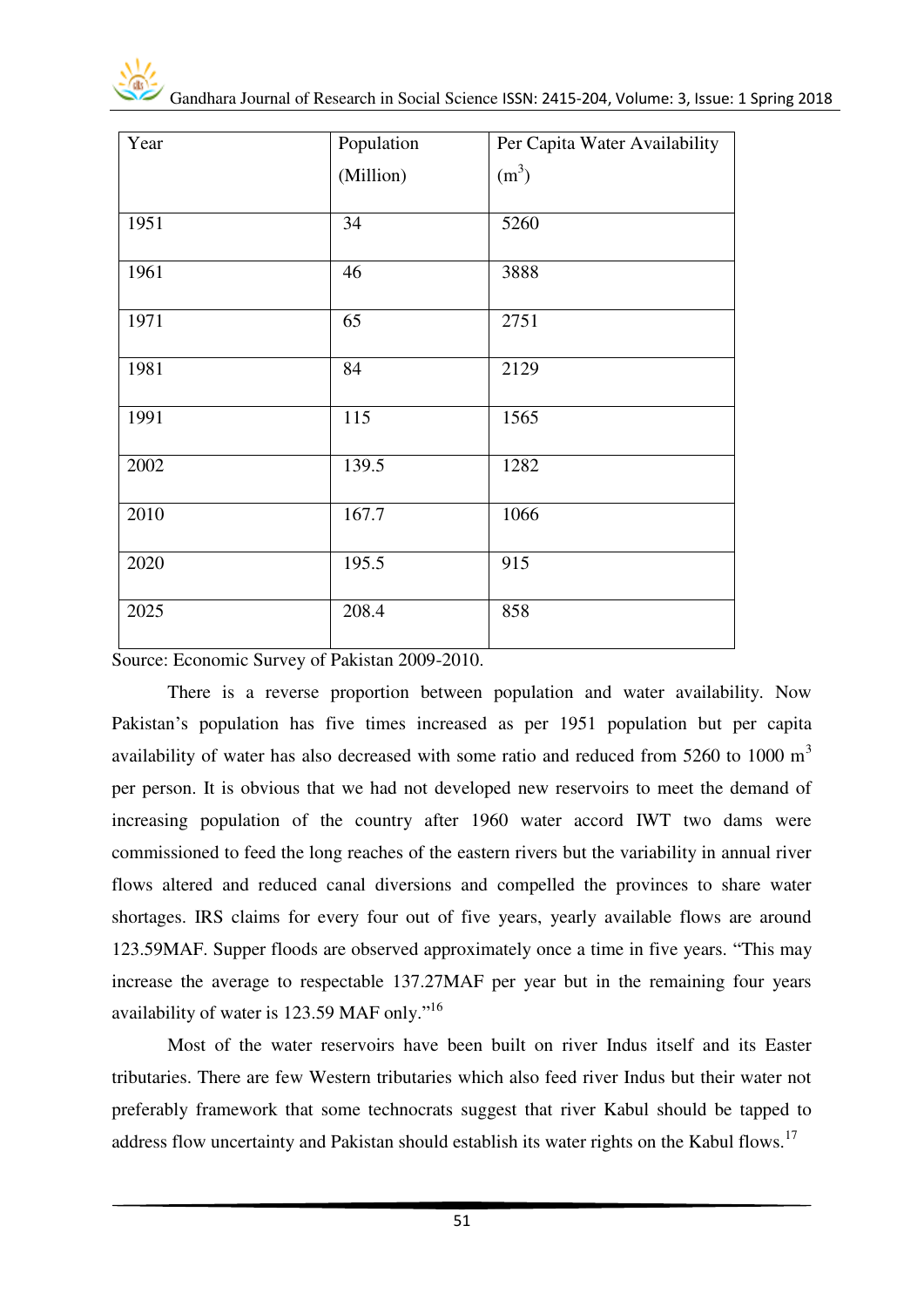| Year | Population (Million) | Per Capita Water Availability ($m^3$) |
|---|---|---|
| 1951 | 34 | 5260 |
| 1961 | 46 | 3888 |
| 1971 | 65 | 2751 |
| 1981 | 84 | 2129 |
| 1991 | 115 | 1565 |
| 2002 | 139.5 | 1282 |
| 2010 | 167.7 | 1066 |
| 2020 | 195.5 | 915 |
| 2025 | 208.4 | 858 |

Source: Economic Survey of Pakistan 2009-2010.

There is a reverse proportion between population and water availability. Now Pakistan's population has five times increased as per 1951 population but per capita availability of water has also decreased with some ratio and reduced from 5260 to 1000 $m^3$ per person. It is obvious that we had not developed new reservoirs to meet the demand of increasing population of the country after 1960 water accord IWT two dams were commissioned to feed the long reaches of the eastern rivers but the variability in annual river flows altered and reduced canal diversions and compelled the provinces to share water shortages. IRS claims for every four out of five years, yearly available flows are around 123.59MAF. Supper floods are observed approximately once a time in five years. "This may increase the average to respectable 137.27MAF per year but in the remaining four years availability of water is 123.59 MAF only."[16]

Most of the water reservoirs have been built on river Indus itself and its Easter tributaries. There are few Western tributaries which also feed river Indus but their water not preferably framework that some technocrats suggest that river Kabul should be tapped to address flow uncertainty and Pakistan should establish its water rights on the Kabul flows.[17]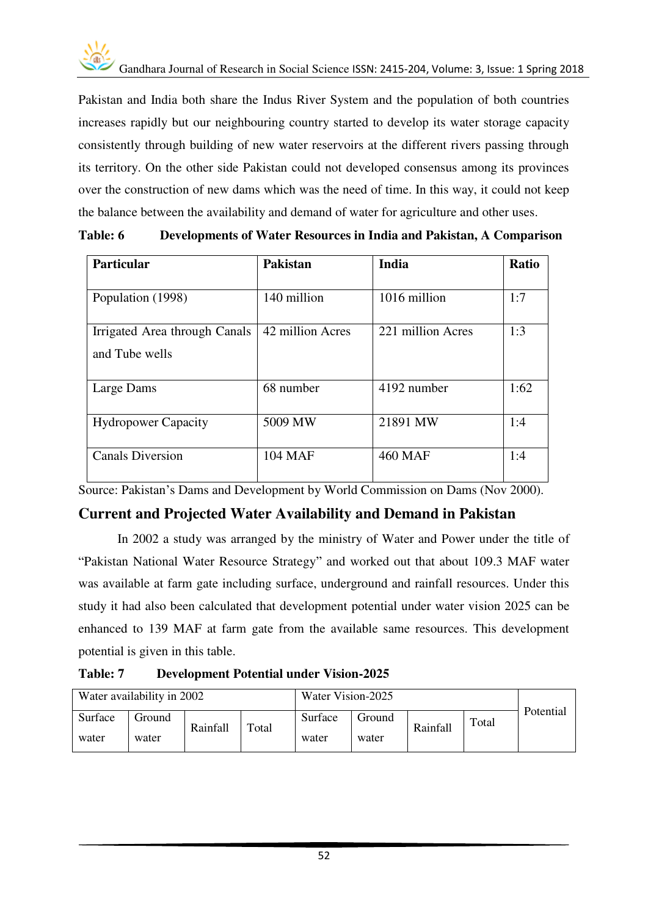Pakistan and India both share the Indus River System and the population of both countries increases rapidly but our neighbouring country started to develop its water storage capacity consistently through building of new water reservoirs at the different rivers passing through its territory. On the other side Pakistan could not developed consensus among its provinces over the construction of new dams which was the need of time. In this way, it could not keep the balance between the availability and demand of water for agriculture and other uses.

**Table: 6 Developments of Water Resources in India and Pakistan, A Comparison**

| Particular | Pakistan | India | Ratio |
|---|---|---|---|
| Population (1998) | 140 million | 1016 million | 1:7 |
| Irrigated Area through Canals and Tube wells | 42 million Acres | 221 million Acres | 1:3 |
| Large Dams | 68 number | 4192 number | 1:62 |
| Hydropower Capacity | 5009 MW | 21891 MW | 1:4 |
| Canals Diversion | 104 MAF | 460 MAF | 1:4 |

Source: Pakistan's Dams and Development by World Commission on Dams (Nov 2000).

## Current and Projected Water Availability and Demand in Pakistan

In 2002 a study was arranged by the ministry of Water and Power under the title of "Pakistan National Water Resource Strategy" and worked out that about 109.3 MAF water was available at farm gate including surface, underground and rainfall resources. Under this study it had also been calculated that development potential under water vision 2025 can be enhanced to 139 MAF at farm gate from the available same resources. This development potential is given in this table.

**Table: 7 Development Potential under Vision-2025**

| Water availability in 2002 | | | | Water Vision-2025 | | | | Potential |
|---|---|---|---|---|---|---|---|---|
| Surface water | Ground water | Rainfall | Total | Surface water | Ground water | Rainfall | Total | |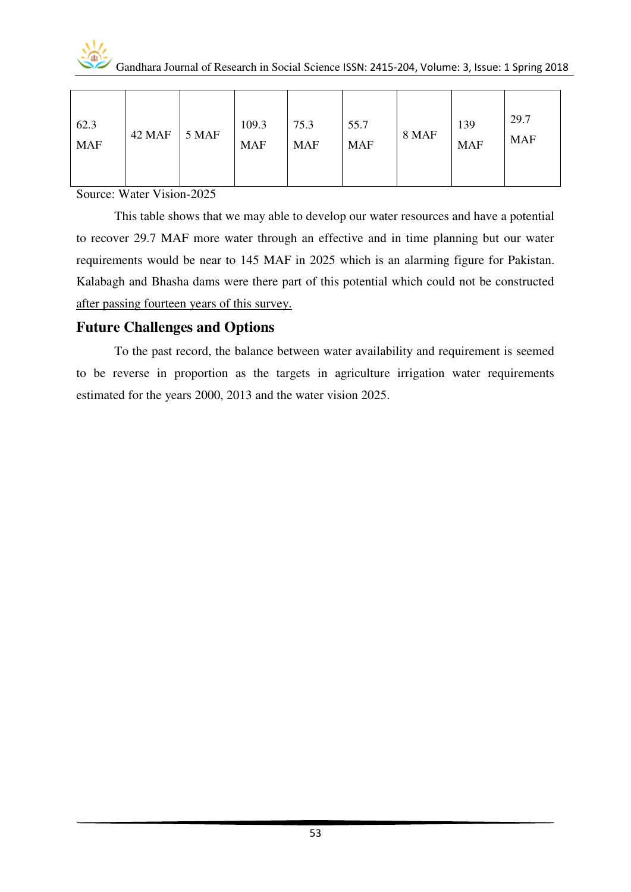| 62.3 MAF | 42 MAF | 5 MAF | 109.3 MAF | 75.3 MAF | 55.7 MAF | 8 MAF | 139 MAF | 29.7 MAF |
|---|---|---|---|---|---|---|---|---|

Source: Water Vision-2025

This table shows that we may able to develop our water resources and have a potential to recover 29.7 MAF more water through an effective and in time planning but our water requirements would be near to 145 MAF in 2025 which is an alarming figure for Pakistan. Kalabagh and Bhasha dams were there part of this potential which could not be constructed after passing fourteen years of this survey.

## Future Challenges and Options

To the past record, the balance between water availability and requirement is seemed to be reverse in proportion as the targets in agriculture irrigation water requirements estimated for the years 2000, 2013 and the water vision 2025.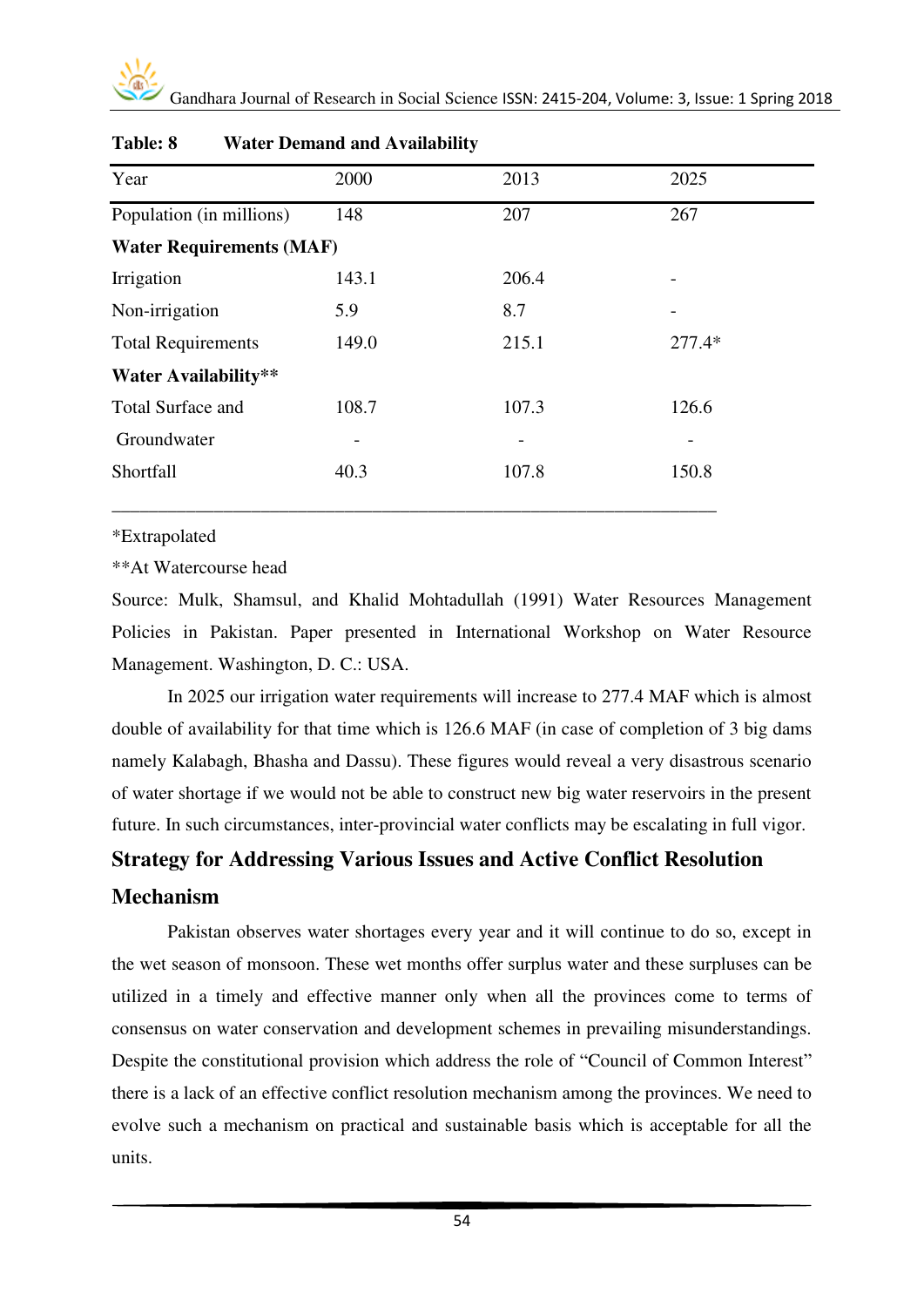**Table: 8 Water Demand and Availability**

| Year | 2000 | 2013 | 2025 |
|---|---|---|---|
| Population (in millions) | 148 | 207 | 267 |
| **Water Requirements (MAF)** | | | |
| Irrigation | 143.1 | 206.4 | - |
| Non-irrigation | 5.9 | 8.7 | - |
| Total Requirements | 149.0 | 215.1 | 277.4* |
| **Water Availability**** | | | |
| Total Surface and | 108.7 | 107.3 | 126.6 |
| Groundwater | - | - | - |
| Shortfall | 40.3 | 107.8 | 150.8 |

*Extrapolated

**At Watercourse head

Source: Mulk, Shamsul, and Khalid Mohtadullah (1991) Water Resources Management Policies in Pakistan. Paper presented in International Workshop on Water Resource Management. Washington, D. C.: USA.

In 2025 our irrigation water requirements will increase to 277.4 MAF which is almost double of availability for that time which is 126.6 MAF (in case of completion of 3 big dams namely Kalabagh, Bhasha and Dassu). These figures would reveal a very disastrous scenario of water shortage if we would not be able to construct new big water reservoirs in the present future. In such circumstances, inter-provincial water conflicts may be escalating in full vigor.

## Strategy for Addressing Various Issues and Active Conflict Resolution Mechanism

Pakistan observes water shortages every year and it will continue to do so, except in the wet season of monsoon. These wet months offer surplus water and these surpluses can be utilized in a timely and effective manner only when all the provinces come to terms of consensus on water conservation and development schemes in prevailing misunderstandings. Despite the constitutional provision which address the role of "Council of Common Interest" there is a lack of an effective conflict resolution mechanism among the provinces. We need to evolve such a mechanism on practical and sustainable basis which is acceptable for all the units.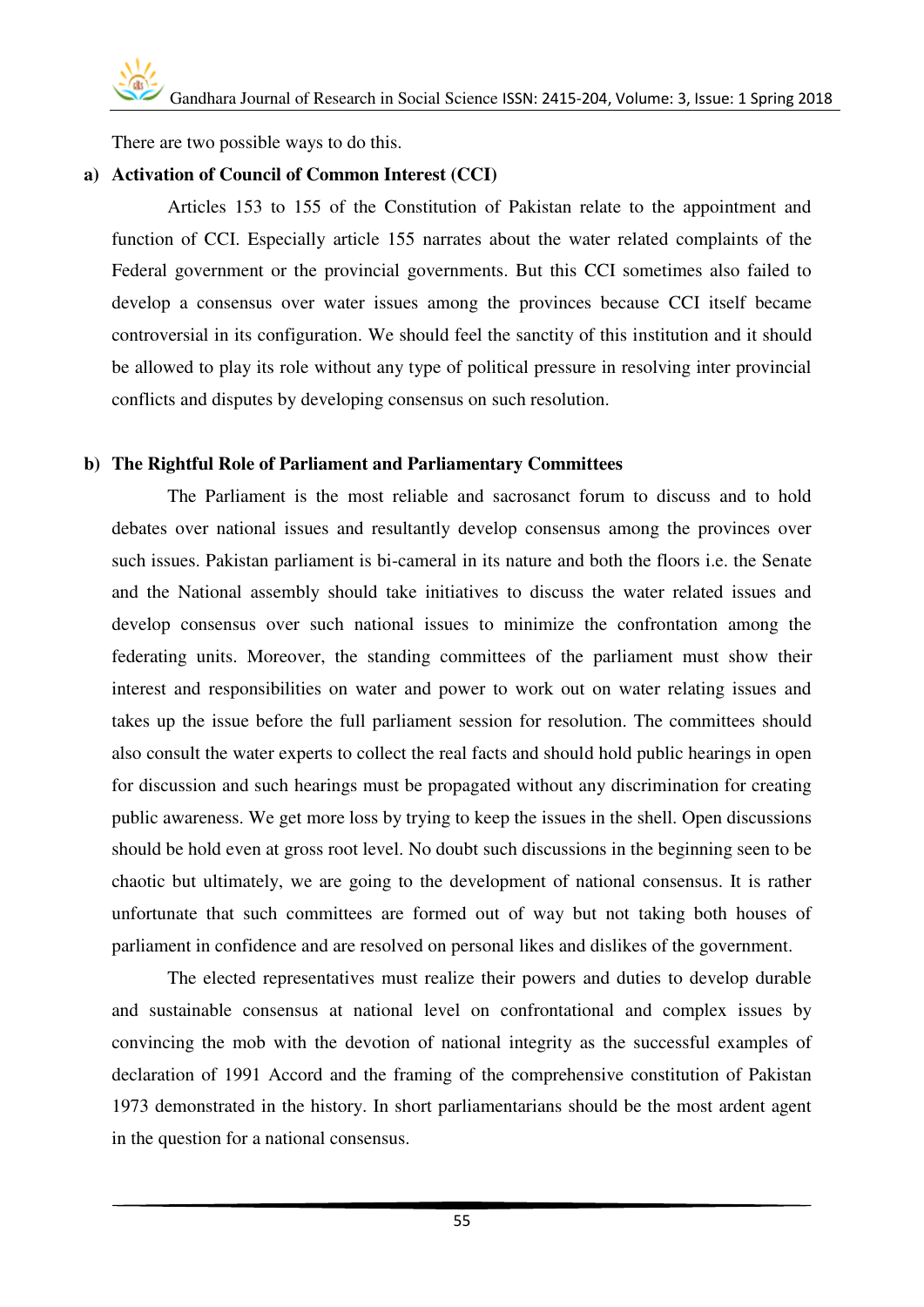There are two possible ways to do this.

**a) Activation of Council of Common Interest (CCI)**

Articles 153 to 155 of the Constitution of Pakistan relate to the appointment and function of CCI. Especially article 155 narrates about the water related complaints of the Federal government or the provincial governments. But this CCI sometimes also failed to develop a consensus over water issues among the provinces because CCI itself became controversial in its configuration. We should feel the sanctity of this institution and it should be allowed to play its role without any type of political pressure in resolving inter provincial conflicts and disputes by developing consensus on such resolution.

**b) The Rightful Role of Parliament and Parliamentary Committees**

The Parliament is the most reliable and sacrosanct forum to discuss and to hold debates over national issues and resultantly develop consensus among the provinces over such issues. Pakistan parliament is bi-cameral in its nature and both the floors i.e. the Senate and the National assembly should take initiatives to discuss the water related issues and develop consensus over such national issues to minimize the confrontation among the federating units. Moreover, the standing committees of the parliament must show their interest and responsibilities on water and power to work out on water relating issues and takes up the issue before the full parliament session for resolution. The committees should also consult the water experts to collect the real facts and should hold public hearings in open for discussion and such hearings must be propagated without any discrimination for creating public awareness. We get more loss by trying to keep the issues in the shell. Open discussions should be hold even at gross root level. No doubt such discussions in the beginning seen to be chaotic but ultimately, we are going to the development of national consensus. It is rather unfortunate that such committees are formed out of way but not taking both houses of parliament in confidence and are resolved on personal likes and dislikes of the government.

The elected representatives must realize their powers and duties to develop durable and sustainable consensus at national level on confrontational and complex issues by convincing the mob with the devotion of national integrity as the successful examples of declaration of 1991 Accord and the framing of the comprehensive constitution of Pakistan 1973 demonstrated in the history. In short parliamentarians should be the most ardent agent in the question for a national consensus.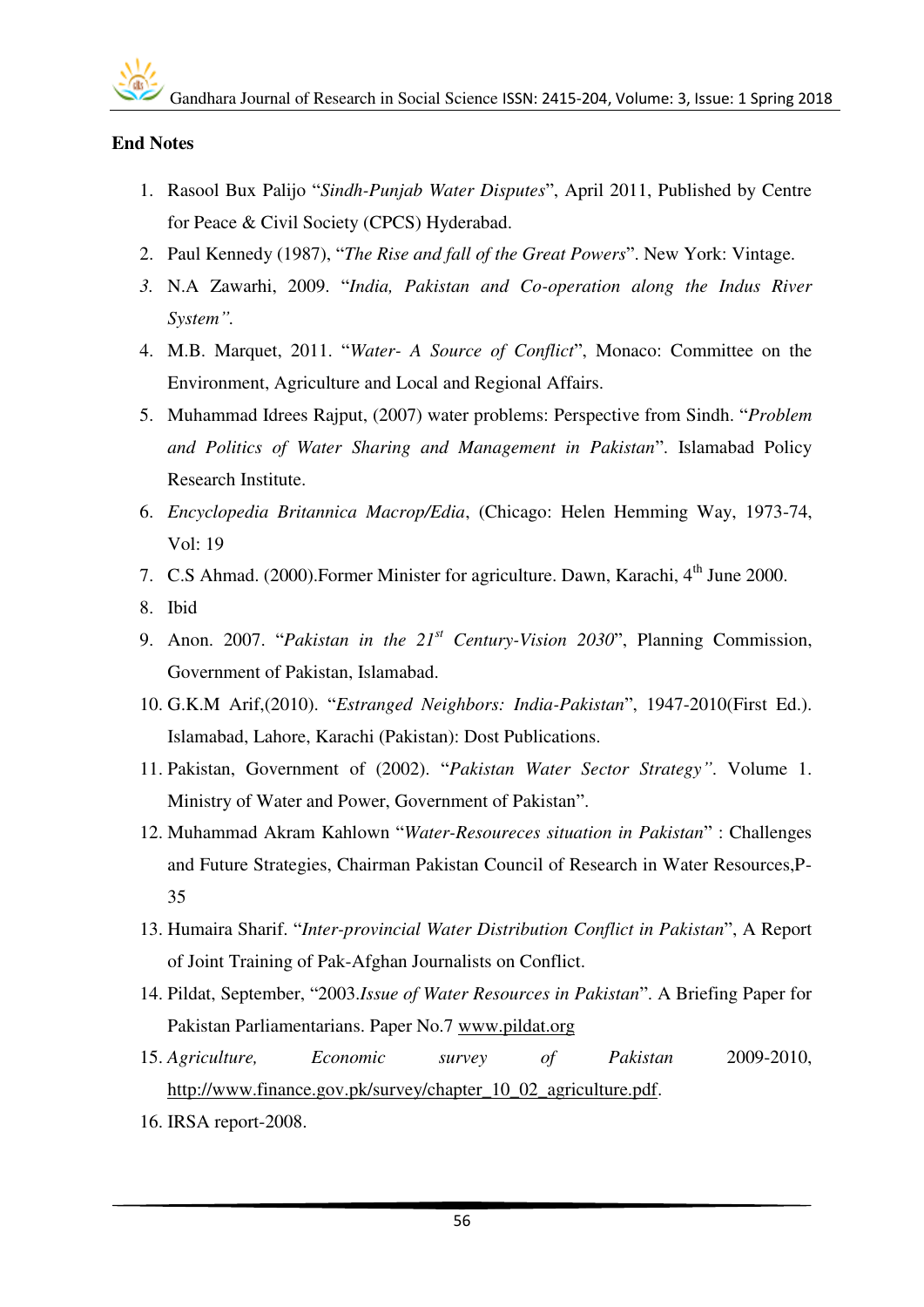**End Notes**

1. Rasool Bux Palijo "*Sindh-Punjab Water Disputes*", April 2011, Published by Centre for Peace & Civil Society (CPCS) Hyderabad.
2. Paul Kennedy (1987), "*The Rise and fall of the Great Powers*". New York: Vintage.
3. N.A Zawarhi, 2009. "*India, Pakistan and Co-operation along the Indus River System".*
4. M.B. Marquet, 2011. "*Water- A Source of Conflict*", Monaco: Committee on the Environment, Agriculture and Local and Regional Affairs.
5. Muhammad Idrees Rajput, (2007) water problems: Perspective from Sindh. "*Problem and Politics of Water Sharing and Management in Pakistan*". Islamabad Policy Research Institute.
6. *Encyclopedia Britannica Macrop/Edia*, (Chicago: Helen Hemming Way, 1973-74, Vol: 19
7. C.S Ahmad. (2000).Former Minister for agriculture. Dawn, Karachi, 4th June 2000.
8. Ibid
9. Anon. 2007. "*Pakistan in the 21st Century-Vision 2030*", Planning Commission, Government of Pakistan, Islamabad.
10. G.K.M Arif,(2010). "*Estranged Neighbors: India-Pakistan*", 1947-2010(First Ed.). Islamabad, Lahore, Karachi (Pakistan): Dost Publications.
11. Pakistan, Government of (2002). "*Pakistan Water Sector Strategy".* Volume 1. Ministry of Water and Power, Government of Pakistan".
12. Muhammad Akram Kahlown "*Water-Resoureces situation in Pakistan*" : Challenges and Future Strategies, Chairman Pakistan Council of Research in Water Resources,P-35
13. Humaira Sharif. "*Inter-provincial Water Distribution Conflict in Pakistan*", A Report of Joint Training of Pak-Afghan Journalists on Conflict.
14. Pildat, September, "2003.*Issue of Water Resources in Pakistan*". A Briefing Paper for Pakistan Parliamentarians. Paper No.7 www.pildat.org
15. *Agriculture, Economic survey of Pakistan* 2009-2010, http://www.finance.gov.pk/survey/chapter_10_02_agriculture.pdf.
16. IRSA report-2008.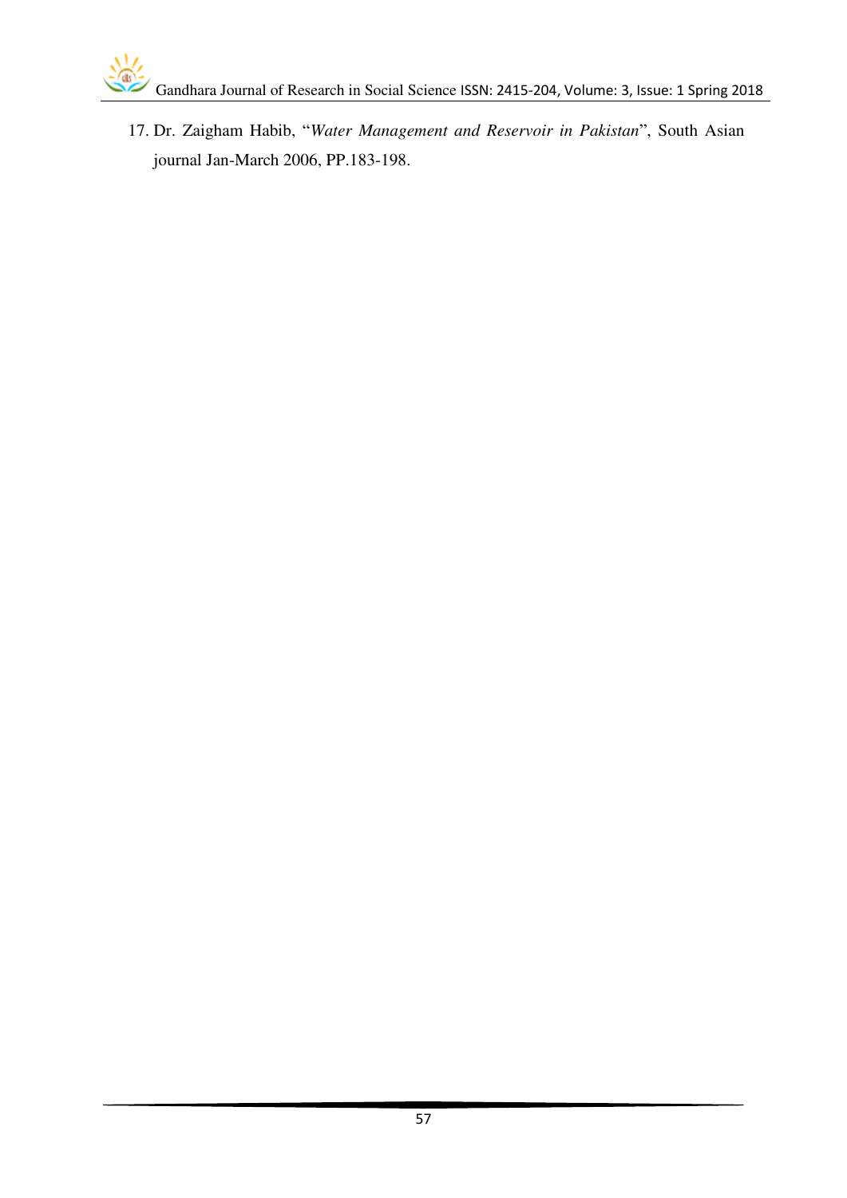17. Dr. Zaigham Habib, "*Water Management and Reservoir in Pakistan*", South Asian journal Jan-March 2006, PP.183-198.